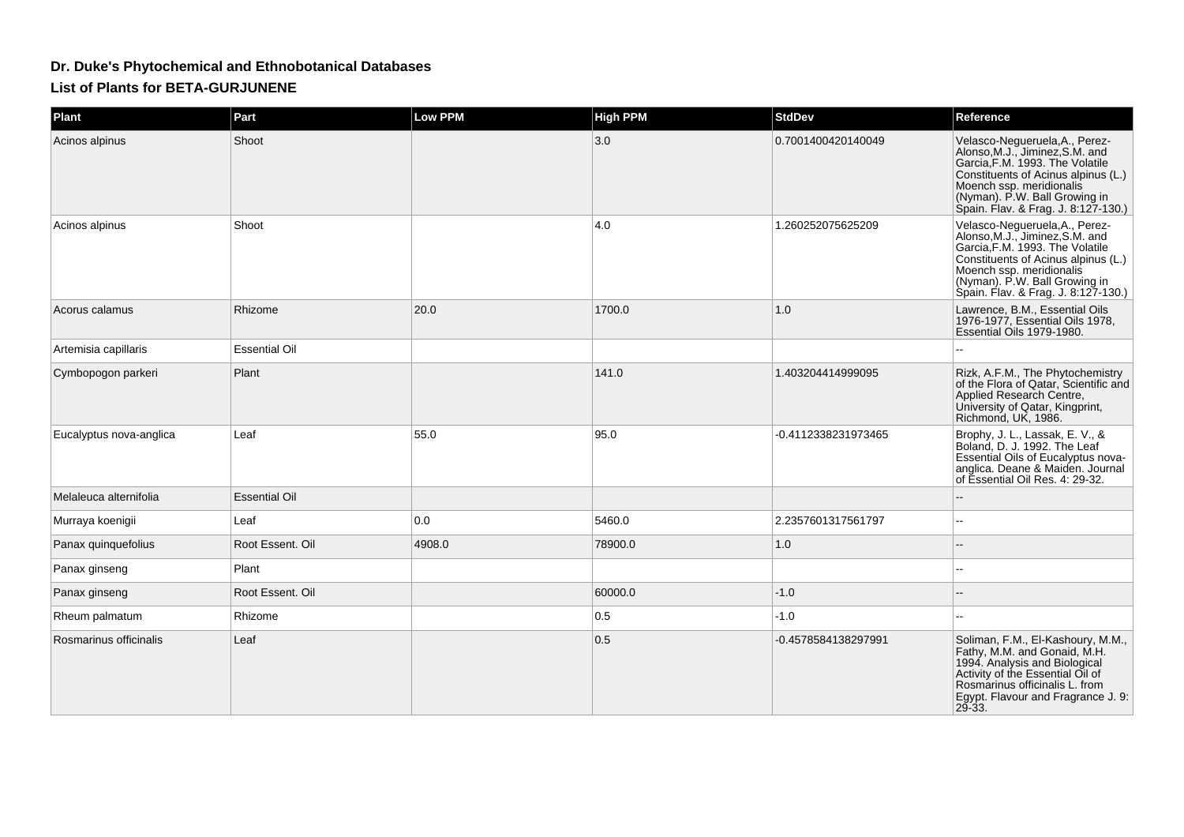# Dr. Duke's Phytochemical and Ethnobotanical Databases

## List of Plants for BETA-GURJUNENE

| Plant | Part | Low PPM | High PPM | StdDev | Reference |
|---|---|---|---|---|---|
| Acinos alpinus | Shoot | | 3.0 | 0.7001400420140049 | Velasco-Negueruela,A., Perez-Alonso,M.J., Jiminez,S.M. and Garcia,F.M. 1993. The Volatile Constituents of Acinus alpinus (L.) Moench ssp. meridionalis (Nyman). P.W. Ball Growing in Spain. Flav. & Frag. J. 8:127-130.) |
| Acinos alpinus | Shoot | | 4.0 | 1.260252075625209 | Velasco-Negueruela,A., Perez-Alonso,M.J., Jiminez,S.M. and Garcia,F.M. 1993. The Volatile Constituents of Acinus alpinus (L.) Moench ssp. meridionalis (Nyman). P.W. Ball Growing in Spain. Flav. & Frag. J. 8:127-130.) |
| Acorus calamus | Rhizome | 20.0 | 1700.0 | 1.0 | Lawrence, B.M., Essential Oils 1976-1977, Essential Oils 1978, Essential Oils 1979-1980. |
| Artemisia capillaris | Essential Oil | | | | -- |
| Cymbopogon parkeri | Plant | | 141.0 | 1.403204414999095 | Rizk, A.F.M., The Phytochemistry of the Flora of Qatar, Scientific and Applied Research Centre, University of Qatar, Kingprint, Richmond, UK, 1986. |
| Eucalyptus nova-anglica | Leaf | 55.0 | 95.0 | -0.4112338231973465 | Brophy, J. L., Lassak, E. V., & Boland, D. J. 1992. The Leaf Essential Oils of Eucalyptus nova-anglica. Deane & Maiden. Journal of Essential Oil Res. 4: 29-32. |
| Melaleuca alternifolia | Essential Oil | | | | -- |
| Murraya koenigii | Leaf | 0.0 | 5460.0 | 2.2357601317561797 | -- |
| Panax quinquefolius | Root Essent. Oil | 4908.0 | 78900.0 | 1.0 | -- |
| Panax ginseng | Plant | | | | -- |
| Panax ginseng | Root Essent. Oil | | 60000.0 | -1.0 | -- |
| Rheum palmatum | Rhizome | | 0.5 | -1.0 | -- |
| Rosmarinus officinalis | Leaf | | 0.5 | -0.4578584138297991 | Soliman, F.M., El-Kashoury, M.M., Fathy, M.M. and Gonaid, M.H. 1994. Analysis and Biological Activity of the Essential Oil of Rosmarinus officinalis L. from Egypt. Flavour and Fragrance J. 9: 29-33. |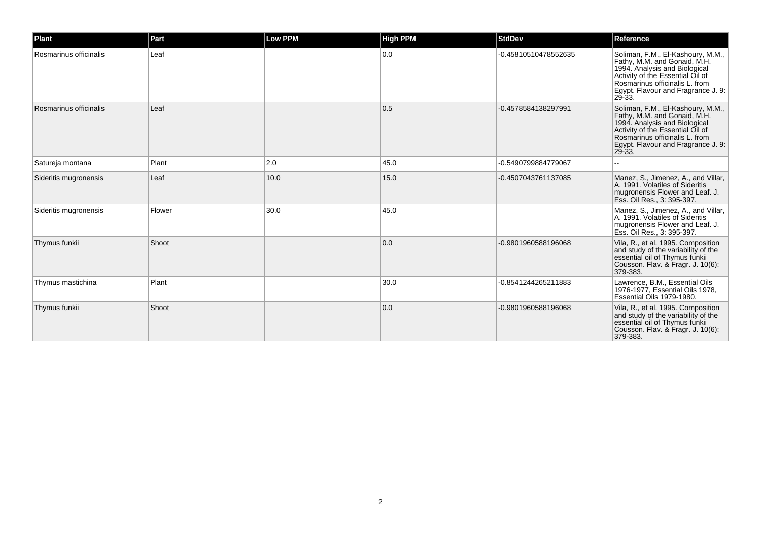| Plant | Part | Low PPM | High PPM | StdDev | Reference |
| --- | --- | --- | --- | --- | --- |
| Rosmarinus officinalis | Leaf | | 0.0 | -0.45810510478552635 | Soliman, F.M., El-Kashoury, M.M., Fathy, M.M. and Gonaid, M.H. 1994. Analysis and Biological Activity of the Essential Oil of Rosmarinus officinalis L. from Egypt. Flavour and Fragrance J. 9: 29-33. |
| Rosmarinus officinalis | Leaf | | 0.5 | -0.4578584138297991 | Soliman, F.M., El-Kashoury, M.M., Fathy, M.M. and Gonaid, M.H. 1994. Analysis and Biological Activity of the Essential Oil of Rosmarinus officinalis L. from Egypt. Flavour and Fragrance J. 9: 29-33. |
| Satureja montana | Plant | 2.0 | 45.0 | -0.5490799884779067 | -- |
| Sideritis mugronensis | Leaf | 10.0 | 15.0 | -0.4507043761137085 | Manez, S., Jimenez, A., and Villar, A. 1991. Volatiles of Sideritis mugronensis Flower and Leaf. J. Ess. Oil Res., 3: 395-397. |
| Sideritis mugronensis | Flower | 30.0 | 45.0 | | Manez, S., Jimenez, A., and Villar, A. 1991. Volatiles of Sideritis mugronensis Flower and Leaf. J. Ess. Oil Res., 3: 395-397. |
| Thymus funkii | Shoot | | 0.0 | -0.9801960588196068 | Vila, R., et al. 1995. Composition and study of the variability of the essential oil of Thymus funkii Cousson. Flav. & Fragr. J. 10(6): 379-383. |
| Thymus mastichina | Plant | | 30.0 | -0.8541244265211883 | Lawrence, B.M., Essential Oils 1976-1977, Essential Oils 1978, Essential Oils 1979-1980. |
| Thymus funkii | Shoot | | 0.0 | -0.9801960588196068 | Vila, R., et al. 1995. Composition and study of the variability of the essential oil of Thymus funkii Cousson. Flav. & Fragr. J. 10(6): 379-383. |